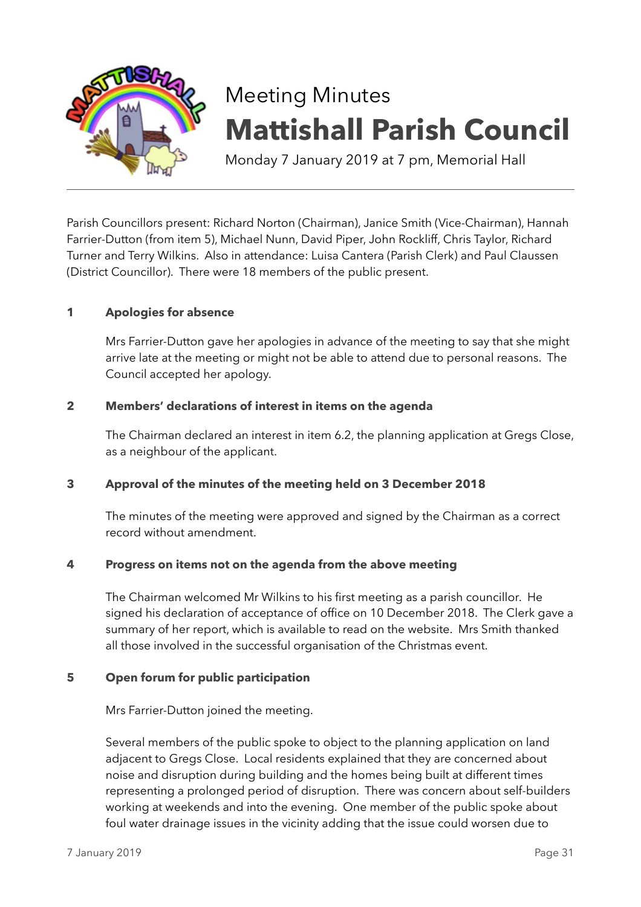Meeting Minutes

# Mattishall Parish Council

Monday 7 January 2019 at 7 pm, Memorial Hall

---

Parish Councillors present: Richard Norton (Chairman), Janice Smith (Vice-Chairman), Hannah Farrier-Dutton (from item 5), Michael Nunn, David Piper, John Rockliff, Chris Taylor, Richard Turner and Terry Wilkins. Also in attendance: Luisa Cantera (Parish Clerk) and Paul Claussen (District Councillor). There were 18 members of the public present.

### 1 Apologies for absence

Mrs Farrier-Dutton gave her apologies in advance of the meeting to say that she might arrive late at the meeting or might not be able to attend due to personal reasons. The Council accepted her apology.

### 2 Members' declarations of interest in items on the agenda

The Chairman declared an interest in item 6.2, the planning application at Gregs Close, as a neighbour of the applicant.

### 3 Approval of the minutes of the meeting held on 3 December 2018

The minutes of the meeting were approved and signed by the Chairman as a correct record without amendment.

### 4 Progress on items not on the agenda from the above meeting

The Chairman welcomed Mr Wilkins to his first meeting as a parish councillor. He signed his declaration of acceptance of office on 10 December 2018. The Clerk gave a summary of her report, which is available to read on the website. Mrs Smith thanked all those involved in the successful organisation of the Christmas event.

### 5 Open forum for public participation

Mrs Farrier-Dutton joined the meeting.

Several members of the public spoke to object to the planning application on land adjacent to Gregs Close. Local residents explained that they are concerned about noise and disruption during building and the homes being built at different times representing a prolonged period of disruption. There was concern about self-builders working at weekends and into the evening. One member of the public spoke about foul water drainage issues in the vicinity adding that the issue could worsen due to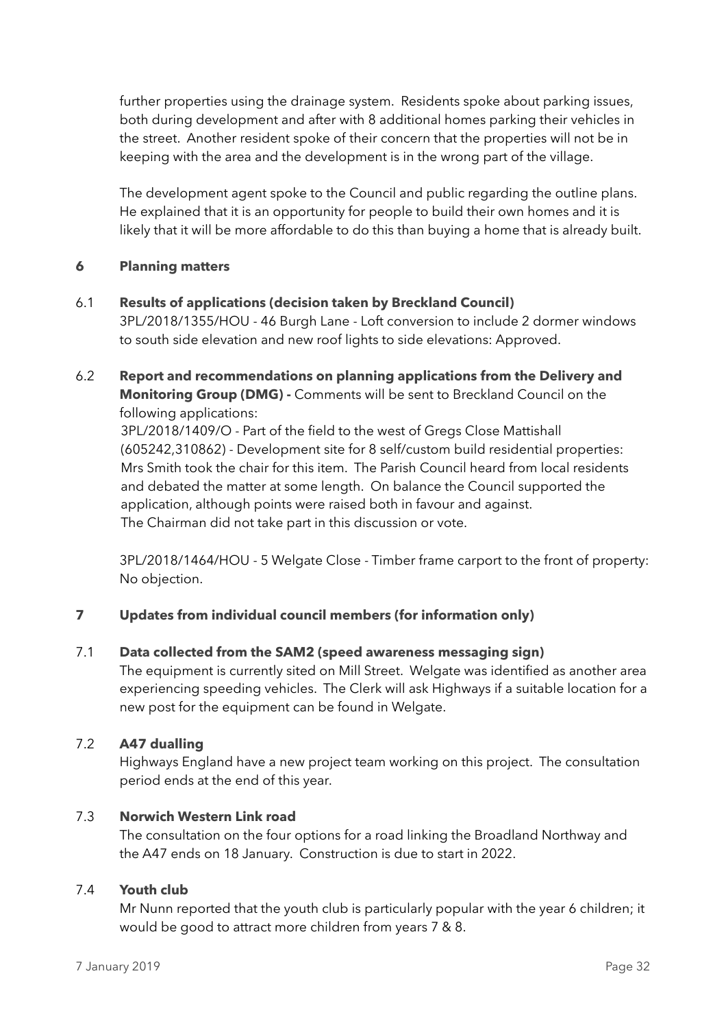further properties using the drainage system. Residents spoke about parking issues, both during development and after with 8 additional homes parking their vehicles in the street. Another resident spoke of their concern that the properties will not be in keeping with the area and the development is in the wrong part of the village.

The development agent spoke to the Council and public regarding the outline plans. He explained that it is an opportunity for people to build their own homes and it is likely that it will be more affordable to do this than buying a home that is already built.

## 6 Planning matters

### 6.1 Results of applications (decision taken by Breckland Council)

3PL/2018/1355/HOU - 46 Burgh Lane - Loft conversion to include 2 dormer windows to south side elevation and new roof lights to side elevations: Approved.

### 6.2 Report and recommendations on planning applications from the Delivery and Monitoring Group (DMG) - 

Comments will be sent to Breckland Council on the following applications:

3PL/2018/1409/O - Part of the field to the west of Gregs Close Mattishall (605242,310862) - Development site for 8 self/custom build residential properties: Mrs Smith took the chair for this item. The Parish Council heard from local residents and debated the matter at some length. On balance the Council supported the application, although points were raised both in favour and against. The Chairman did not take part in this discussion or vote.

3PL/2018/1464/HOU - 5 Welgate Close - Timber frame carport to the front of property: No objection.

## 7 Updates from individual council members (for information only)

### 7.1 Data collected from the SAM2 (speed awareness messaging sign)

The equipment is currently sited on Mill Street. Welgate was identified as another area experiencing speeding vehicles. The Clerk will ask Highways if a suitable location for a new post for the equipment can be found in Welgate.

### 7.2 A47 dualling

Highways England have a new project team working on this project. The consultation period ends at the end of this year.

### 7.3 Norwich Western Link road

The consultation on the four options for a road linking the Broadland Northway and the A47 ends on 18 January. Construction is due to start in 2022.

### 7.4 Youth club

Mr Nunn reported that the youth club is particularly popular with the year 6 children; it would be good to attract more children from years 7 & 8.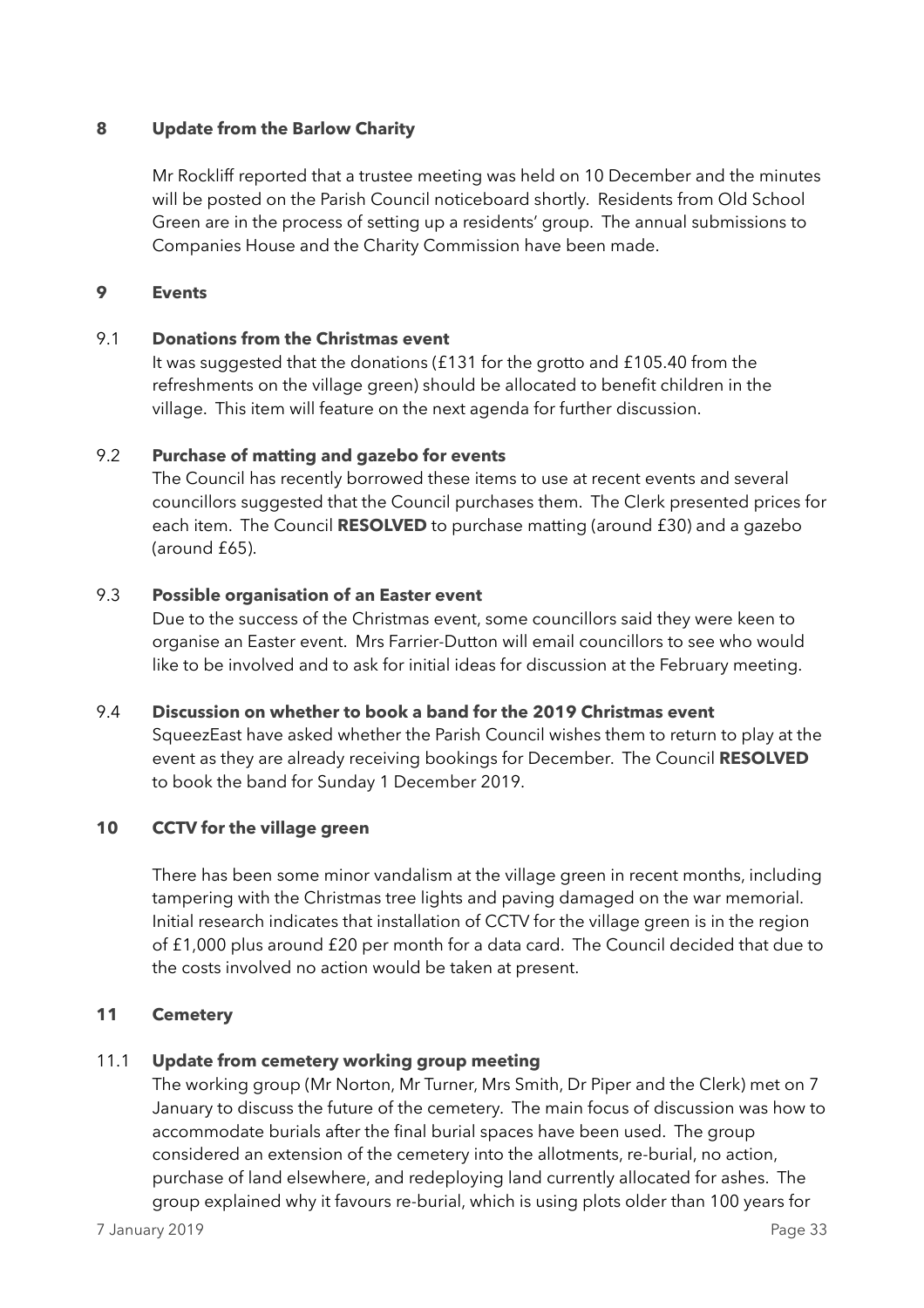## 8 Update from the Barlow Charity

Mr Rockliff reported that a trustee meeting was held on 10 December and the minutes will be posted on the Parish Council noticeboard shortly. Residents from Old School Green are in the process of setting up a residents' group. The annual submissions to Companies House and the Charity Commission have been made.

## 9 Events

### 9.1 Donations from the Christmas event

It was suggested that the donations (£131 for the grotto and £105.40 from the refreshments on the village green) should be allocated to benefit children in the village. This item will feature on the next agenda for further discussion.

### 9.2 Purchase of matting and gazebo for events

The Council has recently borrowed these items to use at recent events and several councillors suggested that the Council purchases them. The Clerk presented prices for each item. The Council **RESOLVED** to purchase matting (around £30) and a gazebo (around £65).

### 9.3 Possible organisation of an Easter event

Due to the success of the Christmas event, some councillors said they were keen to organise an Easter event. Mrs Farrier-Dutton will email councillors to see who would like to be involved and to ask for initial ideas for discussion at the February meeting.

### 9.4 Discussion on whether to book a band for the 2019 Christmas event

SqueezEast have asked whether the Parish Council wishes them to return to play at the event as they are already receiving bookings for December. The Council **RESOLVED** to book the band for Sunday 1 December 2019.

## 10 CCTV for the village green

There has been some minor vandalism at the village green in recent months, including tampering with the Christmas tree lights and paving damaged on the war memorial. Initial research indicates that installation of CCTV for the village green is in the region of £1,000 plus around £20 per month for a data card. The Council decided that due to the costs involved no action would be taken at present.

## 11 Cemetery

### 11.1 Update from cemetery working group meeting

The working group (Mr Norton, Mr Turner, Mrs Smith, Dr Piper and the Clerk) met on 7 January to discuss the future of the cemetery. The main focus of discussion was how to accommodate burials after the final burial spaces have been used. The group considered an extension of the cemetery into the allotments, re-burial, no action, purchase of land elsewhere, and redeploying land currently allocated for ashes. The group explained why it favours re-burial, which is using plots older than 100 years for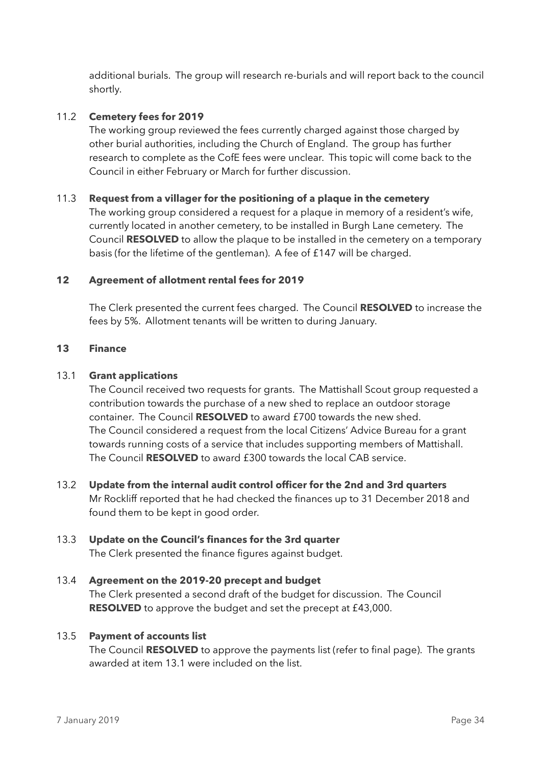additional burials. The group will research re-burials and will report back to the council shortly.

11.2 **Cemetery fees for 2019**

The working group reviewed the fees currently charged against those charged by other burial authorities, including the Church of England. The group has further research to complete as the CofE fees were unclear. This topic will come back to the Council in either February or March for further discussion.

11.3 **Request from a villager for the positioning of a plaque in the cemetery**

The working group considered a request for a plaque in memory of a resident's wife, currently located in another cemetery, to be installed in Burgh Lane cemetery. The Council **RESOLVED** to allow the plaque to be installed in the cemetery on a temporary basis (for the lifetime of the gentleman). A fee of £147 will be charged.

**12 Agreement of allotment rental fees for 2019**

The Clerk presented the current fees charged. The Council **RESOLVED** to increase the fees by 5%. Allotment tenants will be written to during January.

**13 Finance**

13.1 **Grant applications**

The Council received two requests for grants. The Mattishall Scout group requested a contribution towards the purchase of a new shed to replace an outdoor storage container. The Council **RESOLVED** to award £700 towards the new shed.
The Council considered a request from the local Citizens' Advice Bureau for a grant towards running costs of a service that includes supporting members of Mattishall. The Council **RESOLVED** to award £300 towards the local CAB service.

13.2 **Update from the internal audit control officer for the 2nd and 3rd quarters**

Mr Rockliff reported that he had checked the finances up to 31 December 2018 and found them to be kept in good order.

13.3 **Update on the Council's finances for the 3rd quarter**

The Clerk presented the finance figures against budget.

13.4 **Agreement on the 2019-20 precept and budget**

The Clerk presented a second draft of the budget for discussion. The Council **RESOLVED** to approve the budget and set the precept at £43,000.

13.5 **Payment of accounts list**

The Council **RESOLVED** to approve the payments list (refer to final page). The grants awarded at item 13.1 were included on the list.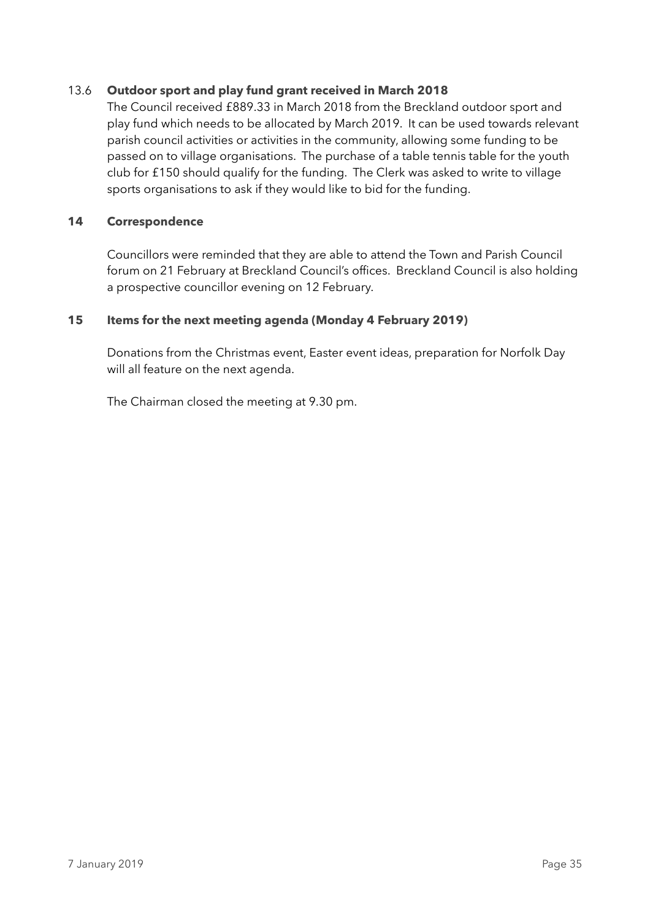### 13.6 Outdoor sport and play fund grant received in March 2018

The Council received £889.33 in March 2018 from the Breckland outdoor sport and play fund which needs to be allocated by March 2019. It can be used towards relevant parish council activities or activities in the community, allowing some funding to be passed on to village organisations. The purchase of a table tennis table for the youth club for £150 should qualify for the funding. The Clerk was asked to write to village sports organisations to ask if they would like to bid for the funding.

## 14 Correspondence

Councillors were reminded that they are able to attend the Town and Parish Council forum on 21 February at Breckland Council's offices. Breckland Council is also holding a prospective councillor evening on 12 February.

## 15 Items for the next meeting agenda (Monday 4 February 2019)

Donations from the Christmas event, Easter event ideas, preparation for Norfolk Day will all feature on the next agenda.

The Chairman closed the meeting at 9.30 pm.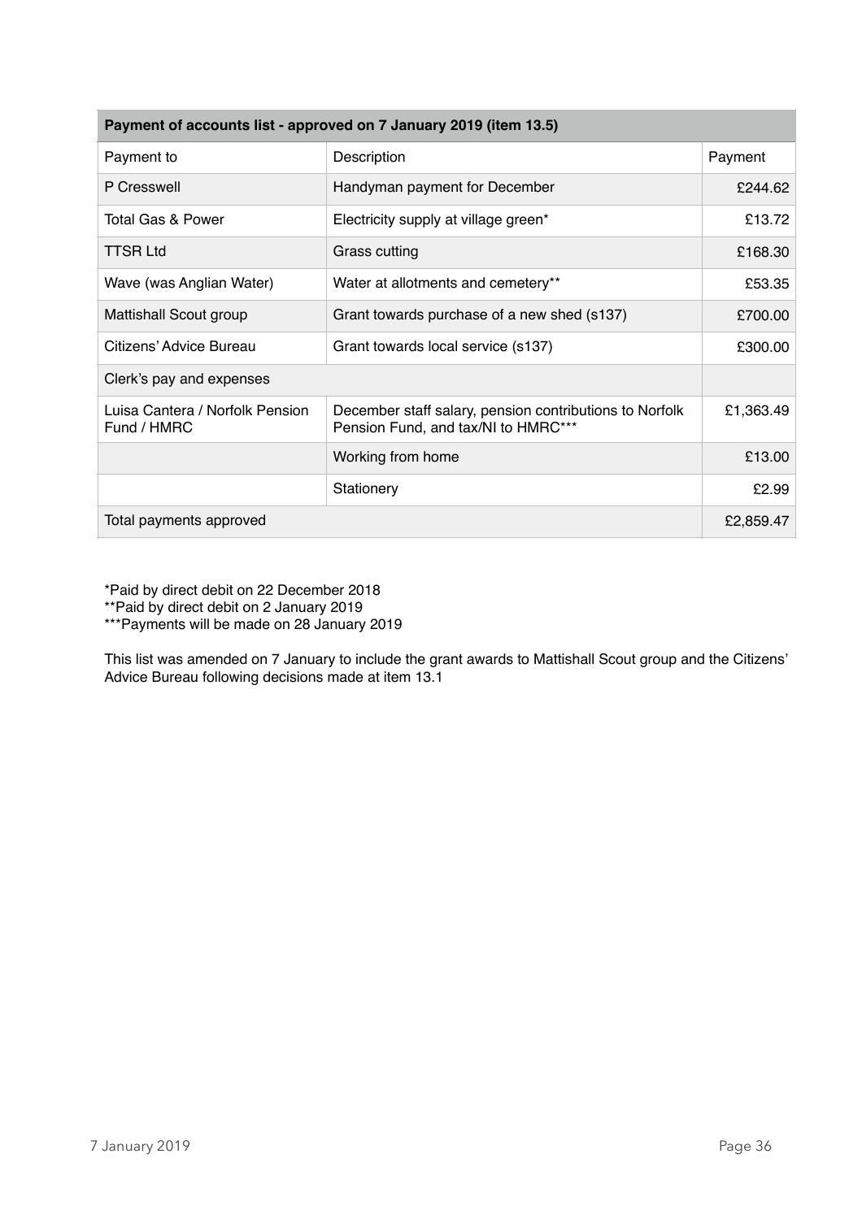| Payment of accounts list - approved on 7 January 2019 (item 13.5) | | |
|---|---|---|
| Payment to | Description | Payment |
| P Cresswell | Handyman payment for December | £244.62 |
| Total Gas & Power | Electricity supply at village green* | £13.72 |
| TTSR Ltd | Grass cutting | £168.30 |
| Wave (was Anglian Water) | Water at allotments and cemetery** | £53.35 |
| Mattishall Scout group | Grant towards purchase of a new shed (s137) | £700.00 |
| Citizens' Advice Bureau | Grant towards local service (s137) | £300.00 |
| Clerk's pay and expenses | | |
| Luisa Cantera / Norfolk Pension Fund / HMRC | December staff salary, pension contributions to Norfolk Pension Fund, and tax/NI to HMRC*** | £1,363.49 |
| | Working from home | £13.00 |
| | Stationery | £2.99 |
| Total payments approved | | £2,859.47 |

*Paid by direct debit on 22 December 2018
**Paid by direct debit on 2 January 2019
***Payments will be made on 28 January 2019

This list was amended on 7 January to include the grant awards to Mattishall Scout group and the Citizens' Advice Bureau following decisions made at item 13.1